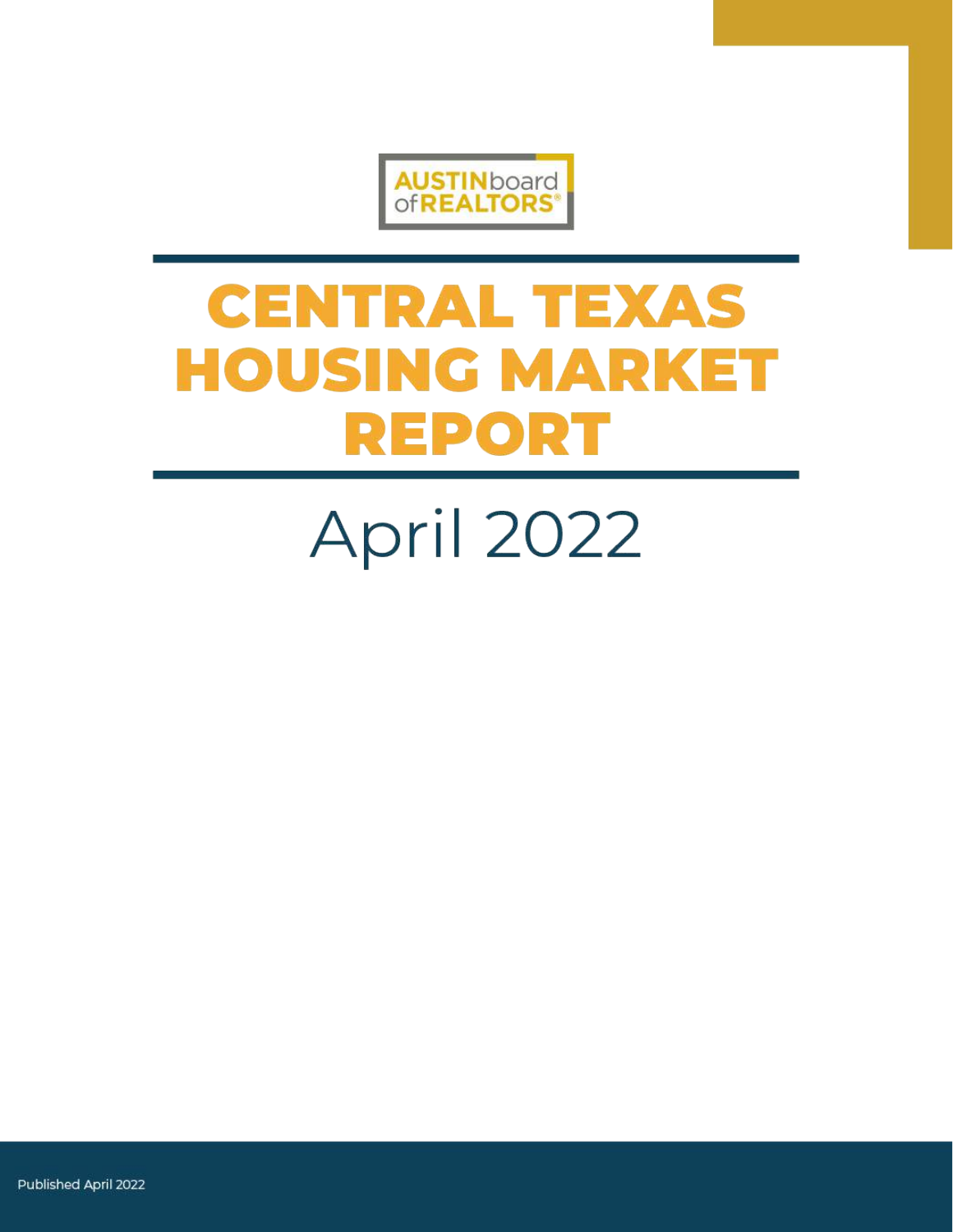AUSTIN board of REALTORS®

# CENTRAL TEXAS HOUSING MARKET REPORT

## April 2022

Published April 2022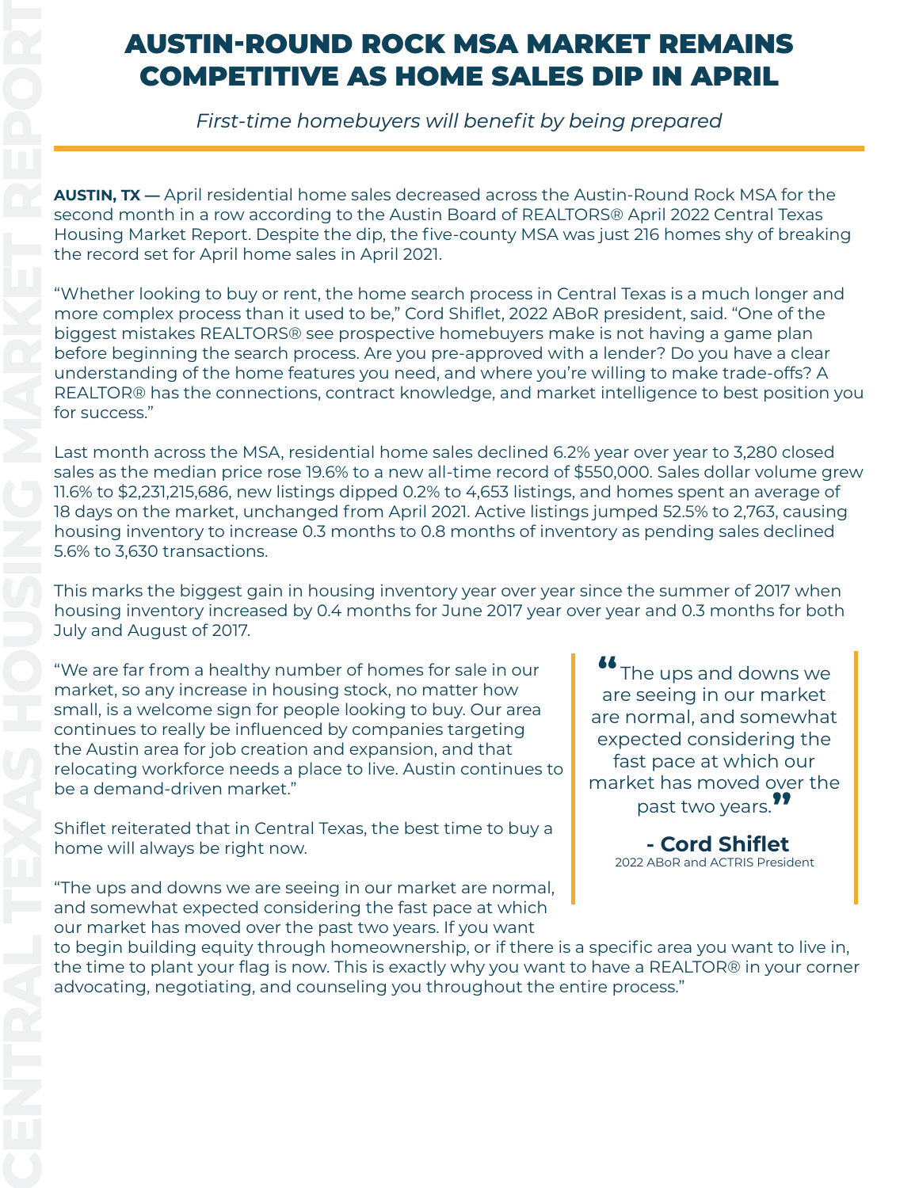# AUSTIN-ROUND ROCK MSA MARKET REMAINS COMPETITIVE AS HOME SALES DIP IN APRIL

*First-time homebuyers will benefit by being prepared*

**AUSTIN, TX —** April residential home sales decreased across the Austin-Round Rock MSA for the second month in a row according to the Austin Board of REALTORS® April 2022 Central Texas Housing Market Report. Despite the dip, the five-county MSA was just 216 homes shy of breaking the record set for April home sales in April 2021.

"Whether looking to buy or rent, the home search process in Central Texas is a much longer and more complex process than it used to be," Cord Shiflet, 2022 ABoR president, said. "One of the biggest mistakes REALTORS® see prospective homebuyers make is not having a game plan before beginning the search process. Are you pre-approved with a lender? Do you have a clear understanding of the home features you need, and where you're willing to make trade-offs? A REALTOR® has the connections, contract knowledge, and market intelligence to best position you for success."

Last month across the MSA, residential home sales declined 6.2% year over year to 3,280 closed sales as the median price rose 19.6% to a new all-time record of $550,000. Sales dollar volume grew 11.6% to $2,231,215,686, new listings dipped 0.2% to 4,653 listings, and homes spent an average of 18 days on the market, unchanged from April 2021. Active listings jumped 52.5% to 2,763, causing housing inventory to increase 0.3 months to 0.8 months of inventory as pending sales declined 5.6% to 3,630 transactions.

This marks the biggest gain in housing inventory year over year since the summer of 2017 when housing inventory increased by 0.4 months for June 2017 year over year and 0.3 months for both July and August of 2017.

"We are far from a healthy number of homes for sale in our market, so any increase in housing stock, no matter how small, is a welcome sign for people looking to buy. Our area continues to really be influenced by companies targeting the Austin area for job creation and expansion, and that relocating workforce needs a place to live. Austin continues to be a demand-driven market."

Shiflet reiterated that in Central Texas, the best time to buy a home will always be right now.

"The ups and downs we are seeing in our market are normal, and somewhat expected considering the fast pace at which our market has moved over the past two years. If you want to begin building equity through homeownership, or if there is a specific area you want to live in, the time to plant your flag is now. This is exactly why you want to have a REALTOR® in your corner advocating, negotiating, and counseling you throughout the entire process."

> "The ups and downs we are seeing in our market are normal, and somewhat expected considering the fast pace at which our market has moved over the past two years."
>
> **- Cord Shiflet**
> 2022 ABoR and ACTRIS President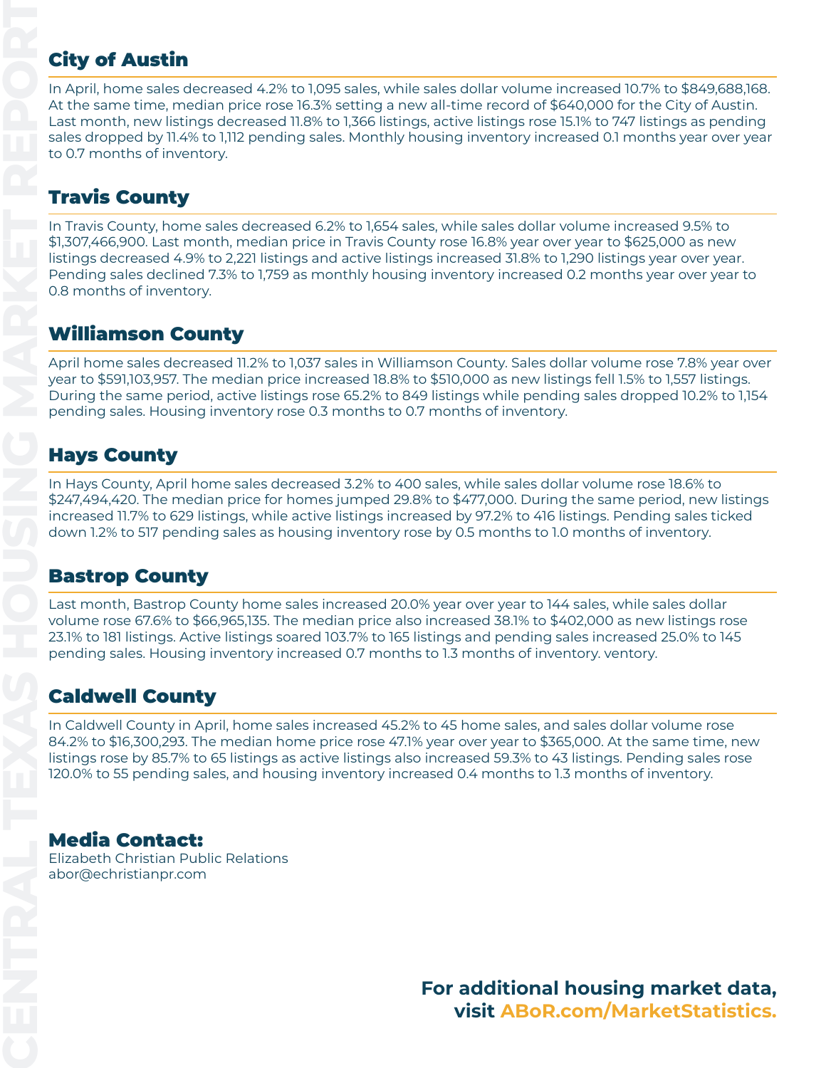## City of Austin

In April, home sales decreased 4.2% to 1,095 sales, while sales dollar volume increased 10.7% to $849,688,168. At the same time, median price rose 16.3% setting a new all-time record of $640,000 for the City of Austin. Last month, new listings decreased 11.8% to 1,366 listings, active listings rose 15.1% to 747 listings as pending sales dropped by 11.4% to 1,112 pending sales. Monthly housing inventory increased 0.1 months year over year to 0.7 months of inventory.

## Travis County

In Travis County, home sales decreased 6.2% to 1,654 sales, while sales dollar volume increased 9.5% to $1,307,466,900. Last month, median price in Travis County rose 16.8% year over year to $625,000 as new listings decreased 4.9% to 2,221 listings and active listings increased 31.8% to 1,290 listings year over year. Pending sales declined 7.3% to 1,759 as monthly housing inventory increased 0.2 months year over year to 0.8 months of inventory.

## Williamson County

April home sales decreased 11.2% to 1,037 sales in Williamson County. Sales dollar volume rose 7.8% year over year to $591,103,957. The median price increased 18.8% to $510,000 as new listings fell 1.5% to 1,557 listings. During the same period, active listings rose 65.2% to 849 listings while pending sales dropped 10.2% to 1,154 pending sales. Housing inventory rose 0.3 months to 0.7 months of inventory.

## Hays County

In Hays County, April home sales decreased 3.2% to 400 sales, while sales dollar volume rose 18.6% to $247,494,420. The median price for homes jumped 29.8% to $477,000. During the same period, new listings increased 11.7% to 629 listings, while active listings increased by 97.2% to 416 listings. Pending sales ticked down 1.2% to 517 pending sales as housing inventory rose by 0.5 months to 1.0 months of inventory.

## Bastrop County

Last month, Bastrop County home sales increased 20.0% year over year to 144 sales, while sales dollar volume rose 67.6% to $66,965,135. The median price also increased 38.1% to $402,000 as new listings rose 23.1% to 181 listings. Active listings soared 103.7% to 165 listings and pending sales increased 25.0% to 145 pending sales. Housing inventory increased 0.7 months to 1.3 months of inventory. ventory.

## Caldwell County

In Caldwell County in April, home sales increased 45.2% to 45 home sales, and sales dollar volume rose 84.2% to $16,300,293. The median home price rose 47.1% year over year to $365,000. At the same time, new listings rose by 85.7% to 65 listings as active listings also increased 59.3% to 43 listings. Pending sales rose 120.0% to 55 pending sales, and housing inventory increased 0.4 months to 1.3 months of inventory.

## Media Contact:

Elizabeth Christian Public Relations
abor@echristianpr.com

**For additional housing market data, visit ABoR.com/MarketStatistics.**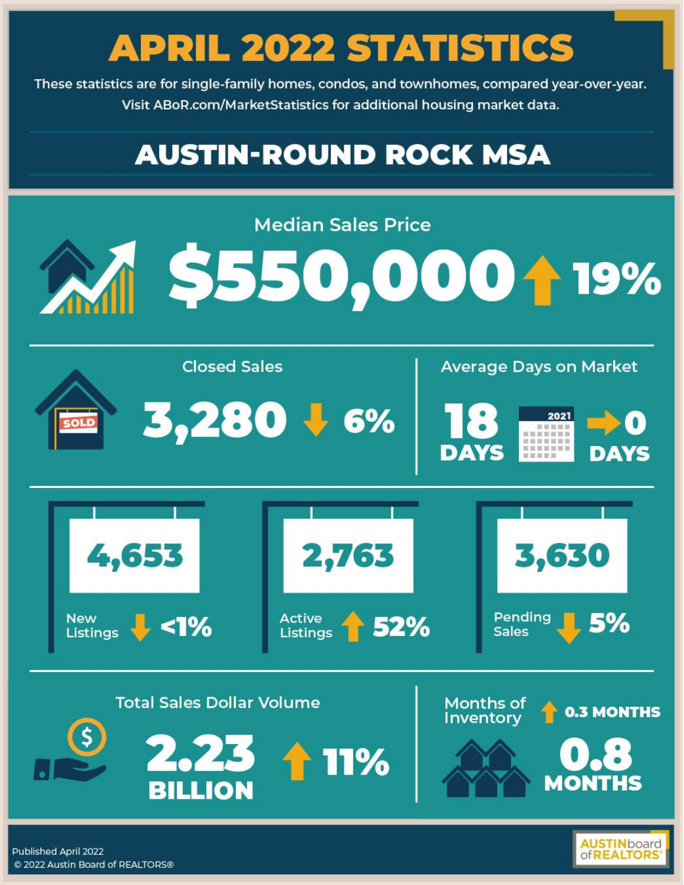# APRIL 2022 STATISTICS

These statistics are for single-family homes, condos, and townhomes, compared year-over-year.
Visit ABoR.com/MarketStatistics for additional housing market data.

## AUSTIN-ROUND ROCK MSA

### Median Sales Price

**$550,000** ↑ 19%

### Closed Sales

**3,280** ↓ 6%

### Average Days on Market

**18 DAYS** 2021 → 0 DAYS

**4,653**
New Listings ↓ <1%

**2,763**
Active Listings ↑ 52%

**3,630**
Pending Sales ↓ 5%

### Total Sales Dollar Volume

**2.23 BILLION** ↑ 11%

### Months of Inventory

↑ 0.3 MONTHS

**0.8 MONTHS**

Published April 2022
© 2022 Austin Board of REALTORS®

AUSTIN board of REALTORS®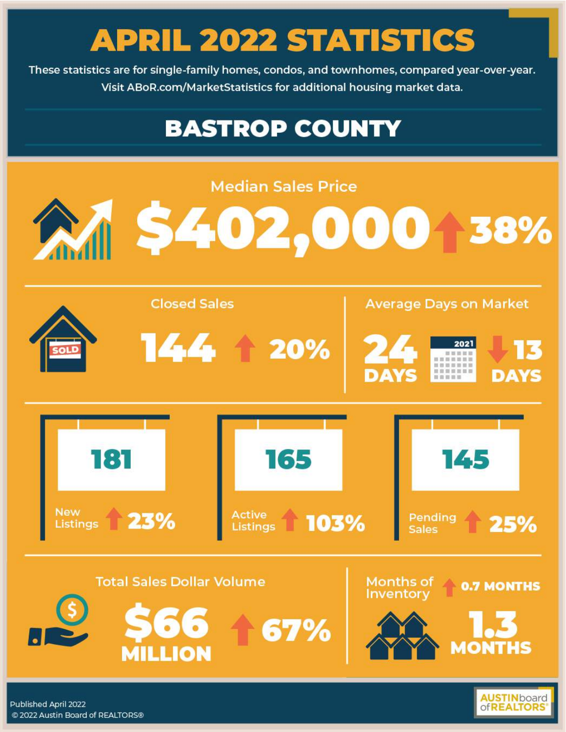# APRIL 2022 STATISTICS

These statistics are for single-family homes, condos, and townhomes, compared year-over-year.
Visit ABoR.com/MarketStatistics for additional housing market data.

## BASTROP COUNTY

### Median Sales Price

**$402,000** ↑ 38%

### Closed Sales

**144** ↑ 20%

### Average Days on Market

**24 DAYS** ↓ 13 DAYS (vs. 2021)

### New Listings

**181** ↑ 23%

### Active Listings

**165** ↑ 103%

### Pending Sales

**145** ↑ 25%

### Total Sales Dollar Volume

**$66 MILLION** ↑ 67%

### Months of Inventory

**1.3 MONTHS** ↑ 0.7 MONTHS

Published April 2022
© 2022 Austin Board of REALTORS®

AUSTIN board of REALTORS®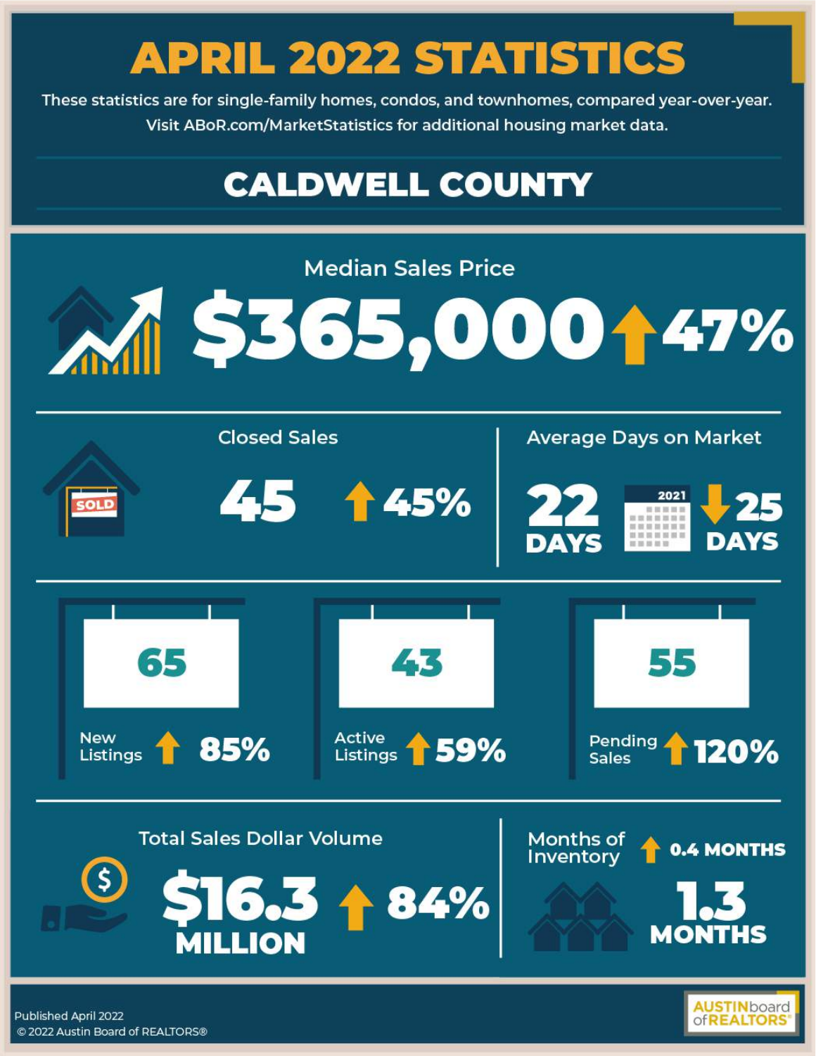# APRIL 2022 STATISTICS

These statistics are for single-family homes, condos, and townhomes, compared year-over-year.
Visit ABoR.com/MarketStatistics for additional housing market data.

## CALDWELL COUNTY

### Median Sales Price

**$365,000** ↑ 47%

### Closed Sales

**45** ↑ 45%

### Average Days on Market

**22 DAYS** — 2021: ↓ 25 DAYS

### New Listings

**65** ↑ 85%

### Active Listings

**43** ↑ 59%

### Pending Sales

**55** ↑ 120%

### Total Sales Dollar Volume

**$16.3 MILLION** ↑ 84%

### Months of Inventory

**1.3 MONTHS** ↑ 0.4 MONTHS

Published April 2022
© 2022 Austin Board of REALTORS®

AUSTIN board of REALTORS®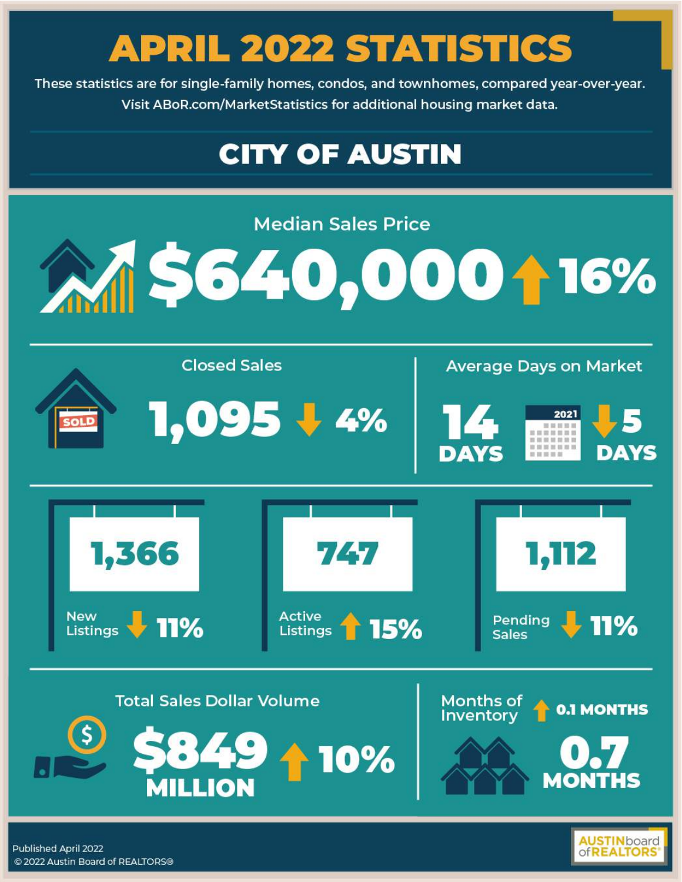# APRIL 2022 STATISTICS

These statistics are for single-family homes, condos, and townhomes, compared year-over-year.
Visit ABoR.com/MarketStatistics for additional housing market data.

## CITY OF AUSTIN

### Median Sales Price

**$640,000** ↑ 16%

### Closed Sales

**1,095** ↓ 4%

### Average Days on Market

**14 DAYS** (2021) ↓ 5 DAYS

### New Listings

**1,366** ↓ 11%

### Active Listings

**747** ↑ 15%

### Pending Sales

**1,112** ↓ 11%

### Total Sales Dollar Volume

**$849 MILLION** ↑ 10%

### Months of Inventory

↑ 0.1 MONTHS

**0.7 MONTHS**

Published April 2022
© 2022 Austin Board of REALTORS®

AUSTIN board of REALTORS®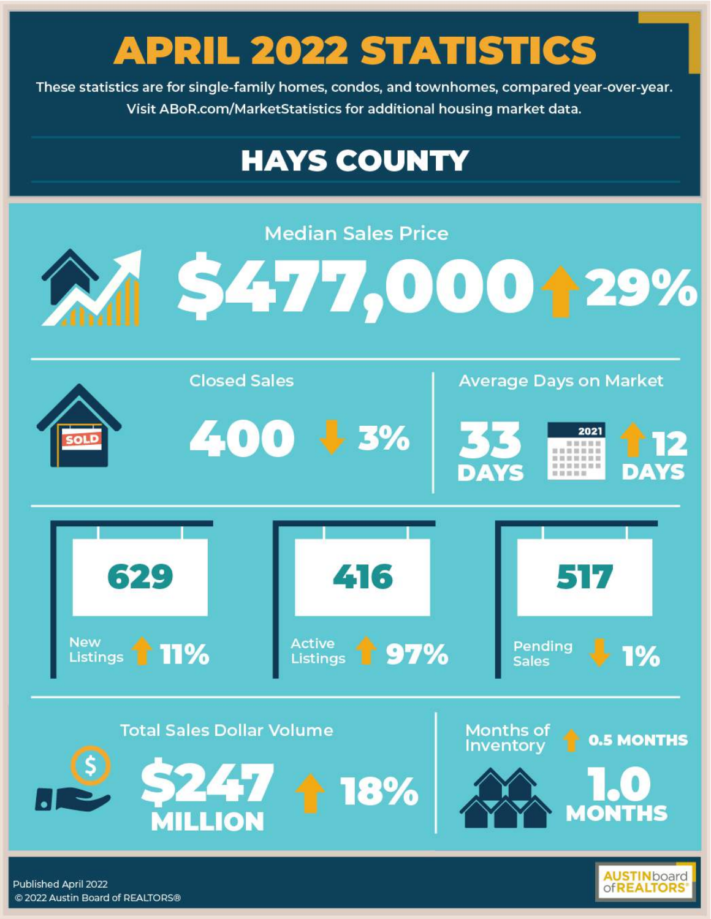# APRIL 2022 STATISTICS

These statistics are for single-family homes, condos, and townhomes, compared year-over-year.
Visit ABoR.com/MarketStatistics for additional housing market data.

## HAYS COUNTY

### Median Sales Price

**$477,000** ↑ 29%

### Closed Sales

**400** ↓ 3%

### Average Days on Market

**33 DAYS** 2021 ↑ 12 DAYS

### New Listings

**629** ↑ 11%

### Active Listings

**416** ↑ 97%

### Pending Sales

**517** ↓ 1%

### Total Sales Dollar Volume

**$247 MILLION** ↑ 18%

### Months of Inventory

↑ 0.5 MONTHS

**1.0 MONTHS**

Published April 2022
© 2022 Austin Board of REALTORS®

AUSTIN board of REALTORS®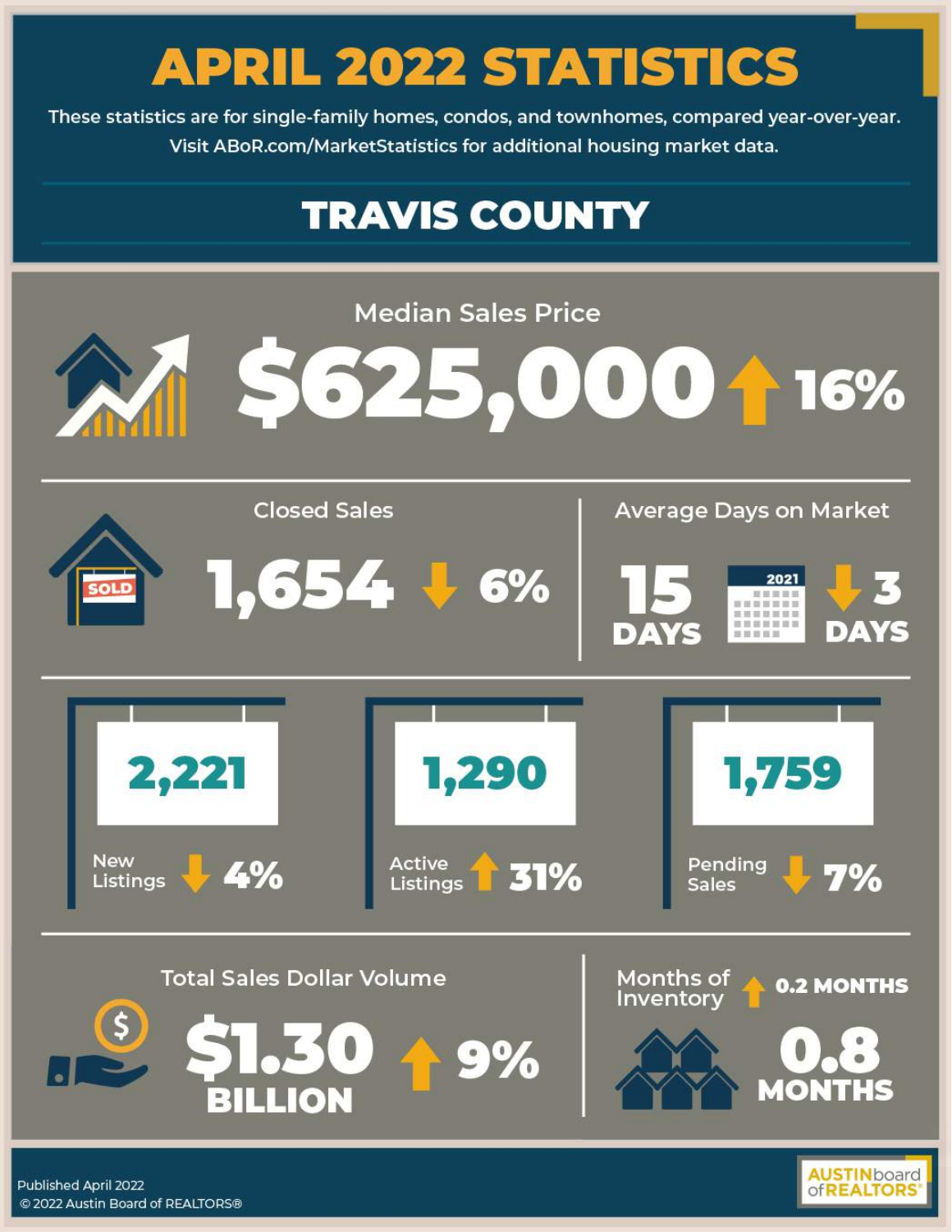# APRIL 2022 STATISTICS

These statistics are for single-family homes, condos, and townhomes, compared year-over-year.
Visit ABoR.com/MarketStatistics for additional housing market data.

## TRAVIS COUNTY

### Median Sales Price

**$625,000** ↑ 16%

### Closed Sales

**1,654** ↓ 6%

### Average Days on Market

**15 DAYS** 2021 ↓ 3 DAYS

**2,221**
New Listings ↓ 4%

**1,290**
Active Listings ↑ 31%

**1,759**
Pending Sales ↓ 7%

### Total Sales Dollar Volume

**$1.30 BILLION** ↑ 9%

### Months of Inventory

↑ 0.2 MONTHS

**0.8 MONTHS**

Published April 2022
© 2022 Austin Board of REALTORS®

AUSTIN board of REALTORS®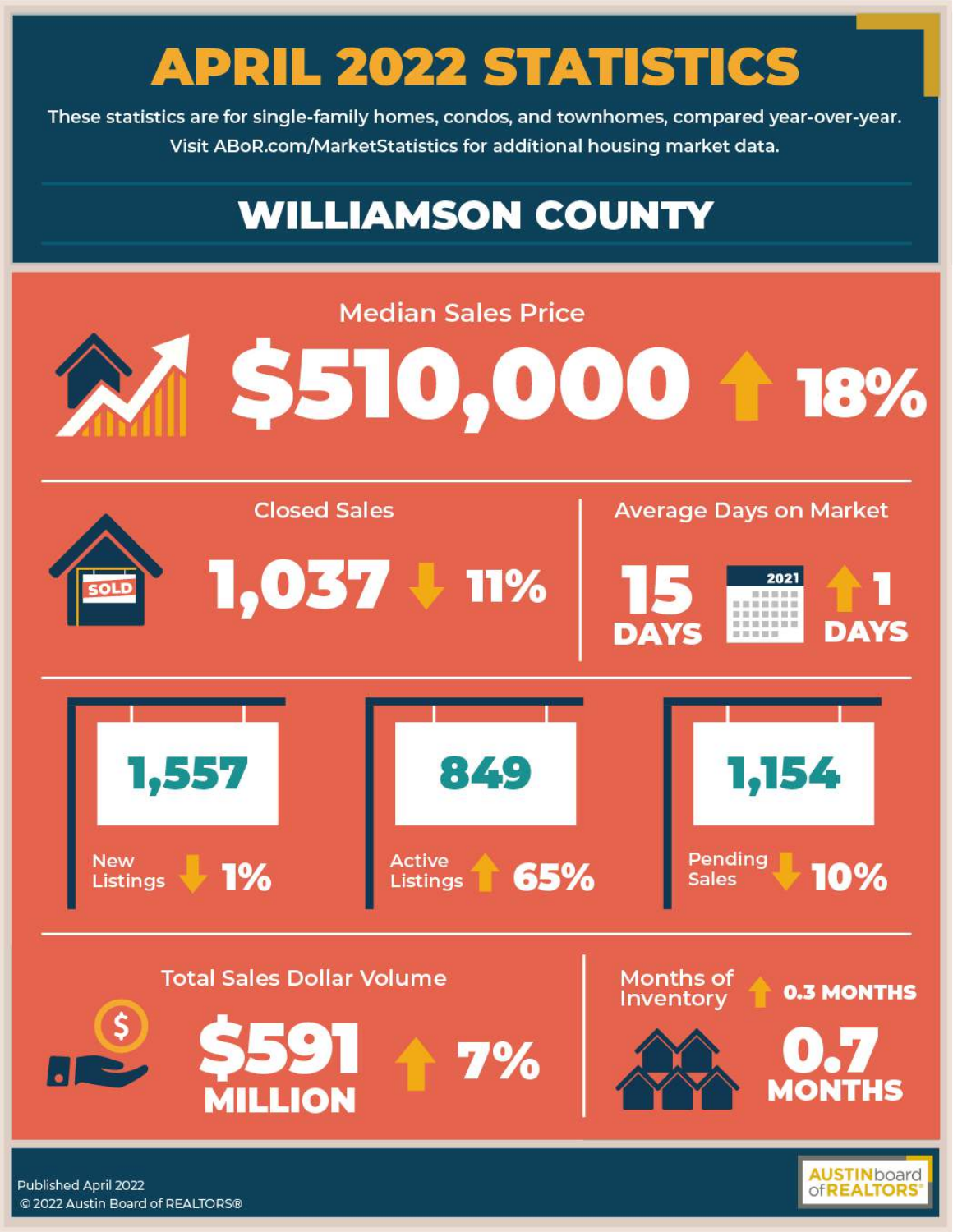# APRIL 2022 STATISTICS

These statistics are for single-family homes, condos, and townhomes, compared year-over-year.
Visit ABoR.com/MarketStatistics for additional housing market data.

## WILLIAMSON COUNTY

### Median Sales Price

**$510,000** ↑ 18%

### Closed Sales

**1,037** ↓ 11%

### Average Days on Market

**15 DAYS**

2021 ↑ 1 DAYS

### New Listings

**1,557**

↓ 1%

### Active Listings

**849**

↑ 65%

### Pending Sales

**1,154**

↓ 10%

### Total Sales Dollar Volume

**$591 MILLION** ↑ 7%

### Months of Inventory

↑ 0.3 MONTHS

**0.7 MONTHS**

Published April 2022

© 2022 Austin Board of REALTORS®

AUSTIN board of REALTORS®